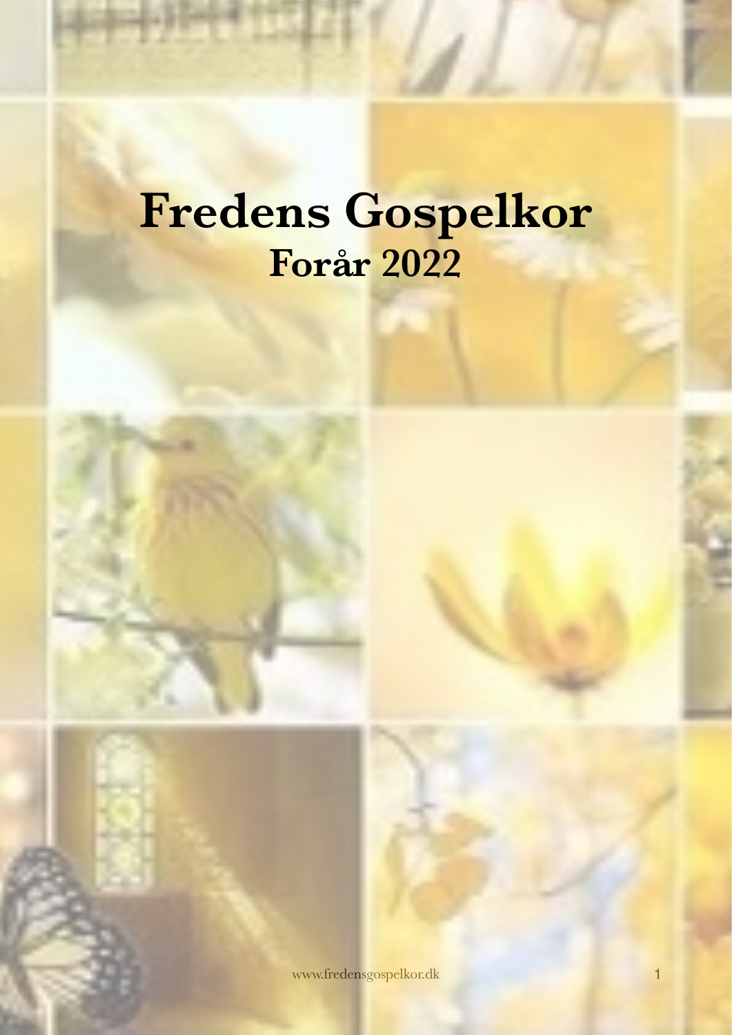# Fredens Gospelkor

## Forår 2022

www.fredensgospelkor.dk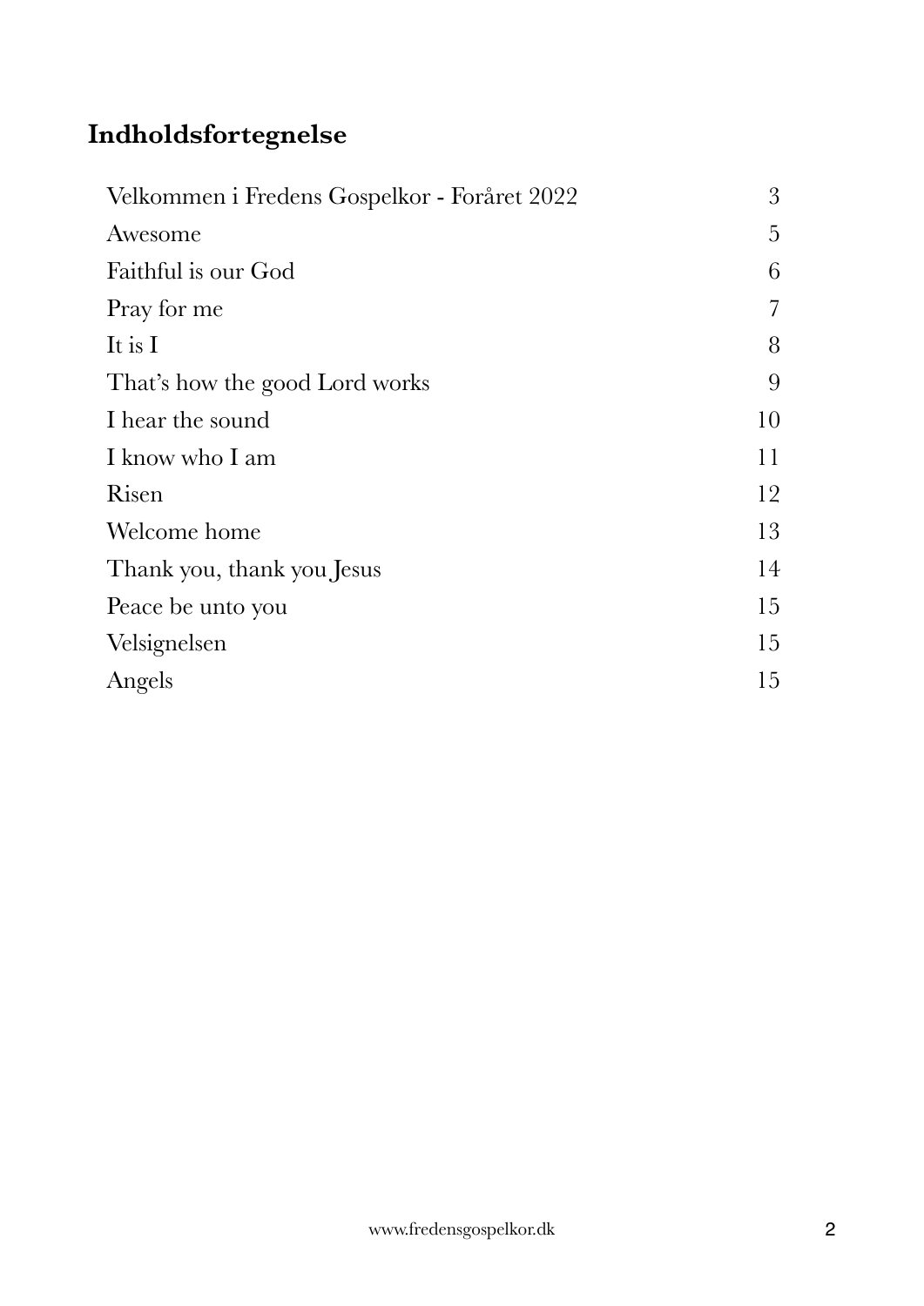## Indholdsfortegnelse

| | |
|---|---|
| Velkommen i Fredens Gospelkor - Foråret 2022 | 3 |
| Awesome | 5 |
| Faithful is our God | 6 |
| Pray for me | 7 |
| It is I | 8 |
| That's how the good Lord works | 9 |
| I hear the sound | 10 |
| I know who I am | 11 |
| Risen | 12 |
| Welcome home | 13 |
| Thank you, thank you Jesus | 14 |
| Peace be unto you | 15 |
| Velsignelsen | 15 |
| Angels | 15 |

www.fredensgospelkor.dk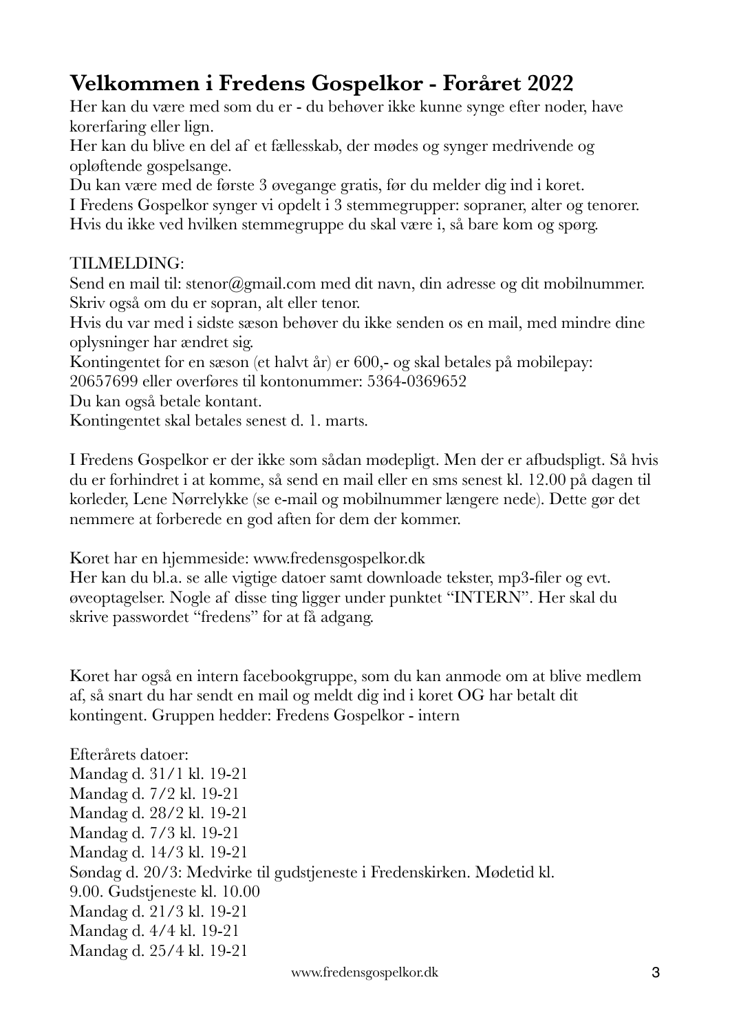# Velkommen i Fredens Gospelkor - Foråret 2022

Her kan du være med som du er - du behøver ikke kunne synge efter noder, have korerfaring eller lign.
Her kan du blive en del af et fællesskab, der mødes og synger medrivende og opløftende gospelsange.
Du kan være med de første 3 øvegange gratis, før du melder dig ind i koret.
I Fredens Gospelkor synger vi opdelt i 3 stemmegrupper: sopraner, alter og tenorer.
Hvis du ikke ved hvilken stemmegruppe du skal være i, så bare kom og spørg.

TILMELDING:
Send en mail til: stenor@gmail.com med dit navn, din adresse og dit mobilnummer.
Skriv også om du er sopran, alt eller tenor.
Hvis du var med i sidste sæson behøver du ikke senden os en mail, med mindre dine oplysninger har ændret sig.
Kontingentet for en sæson (et halvt år) er 600,- og skal betales på mobilepay: 20657699 eller overføres til kontonummer: 5364-0369652
Du kan også betale kontant.
Kontingentet skal betales senest d. 1. marts.

I Fredens Gospelkor er der ikke som sådan mødepligt. Men der er afbudspligt. Så hvis du er forhindret i at komme, så send en mail eller en sms senest kl. 12.00 på dagen til korleder, Lene Nørrelykke (se e-mail og mobilnummer længere nede). Dette gør det nemmere at forberede en god aften for dem der kommer.

Koret har en hjemmeside: www.fredensgospelkor.dk
Her kan du bl.a. se alle vigtige datoer samt downloade tekster, mp3-filer og evt. øveoptagelser. Nogle af disse ting ligger under punktet "INTERN". Her skal du skrive passwordet "fredens" for at få adgang.

Koret har også en intern facebookgruppe, som du kan anmode om at blive medlem af, så snart du har sendt en mail og meldt dig ind i koret OG har betalt dit kontingent. Gruppen hedder: Fredens Gospelkor - intern

Efterårets datoer:
Mandag d. 31/1 kl. 19-21
Mandag d. 7/2 kl. 19-21
Mandag d. 28/2 kl. 19-21
Mandag d. 7/3 kl. 19-21
Mandag d. 14/3 kl. 19-21
Søndag d. 20/3: Medvirke til gudstjeneste i Fredenskirken. Mødetid kl. 9.00. Gudstjeneste kl. 10.00
Mandag d. 21/3 kl. 19-21
Mandag d. 4/4 kl. 19-21
Mandag d. 25/4 kl. 19-21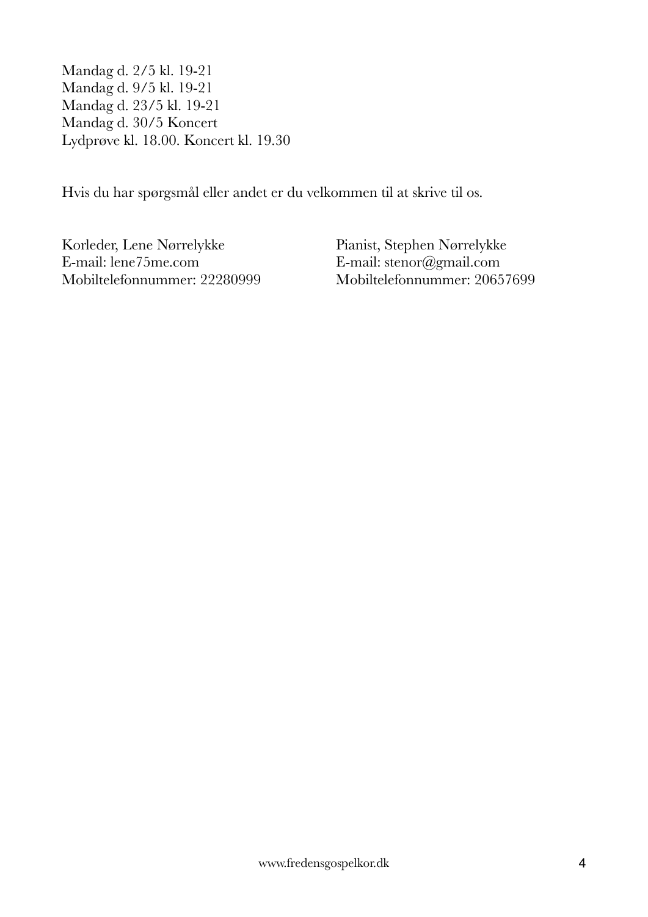Mandag d. 2/5 kl. 19-21
Mandag d. 9/5 kl. 19-21
Mandag d. 23/5 kl. 19-21
Mandag d. 30/5 Koncert
Lydprøve kl. 18.00. Koncert kl. 19.30

Hvis du har spørgsmål eller andet er du velkommen til at skrive til os.

Korleder, Lene Nørrelykke
E-mail: lene75me.com
Mobiltelefonnummer: 22280999

Pianist, Stephen Nørrelykke
E-mail: stenor@gmail.com
Mobiltelefonnummer: 20657699

www.fredensgospelkor.dk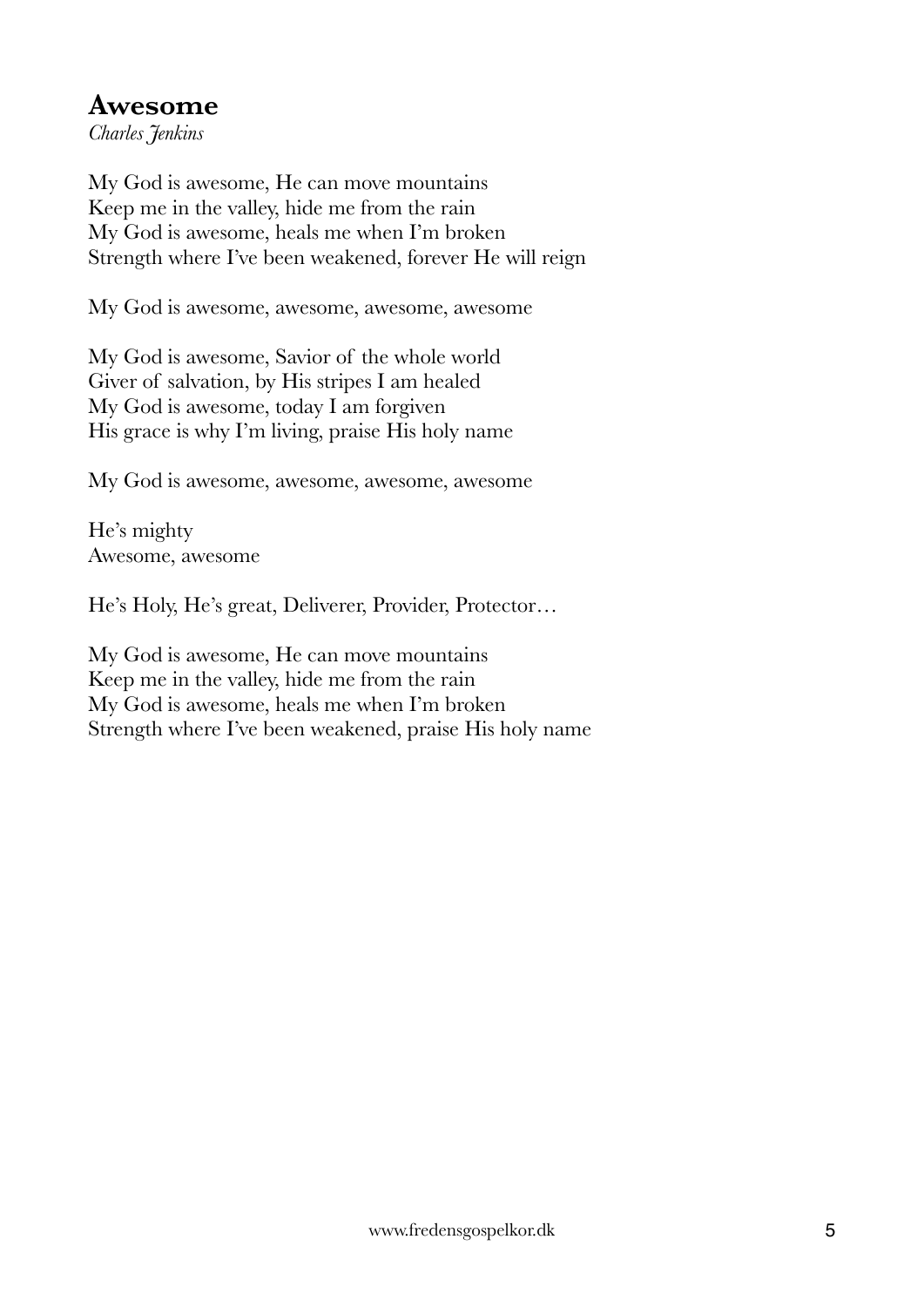## Awesome

*Charles Jenkins*

My God is awesome, He can move mountains
Keep me in the valley, hide me from the rain
My God is awesome, heals me when I'm broken
Strength where I've been weakened, forever He will reign

My God is awesome, awesome, awesome, awesome

My God is awesome, Savior of the whole world
Giver of salvation, by His stripes I am healed
My God is awesome, today I am forgiven
His grace is why I'm living, praise His holy name

My God is awesome, awesome, awesome, awesome

He's mighty
Awesome, awesome

He's Holy, He's great, Deliverer, Provider, Protector…

My God is awesome, He can move mountains
Keep me in the valley, hide me from the rain
My God is awesome, heals me when I'm broken
Strength where I've been weakened, praise His holy name

www.fredensgospelkor.dk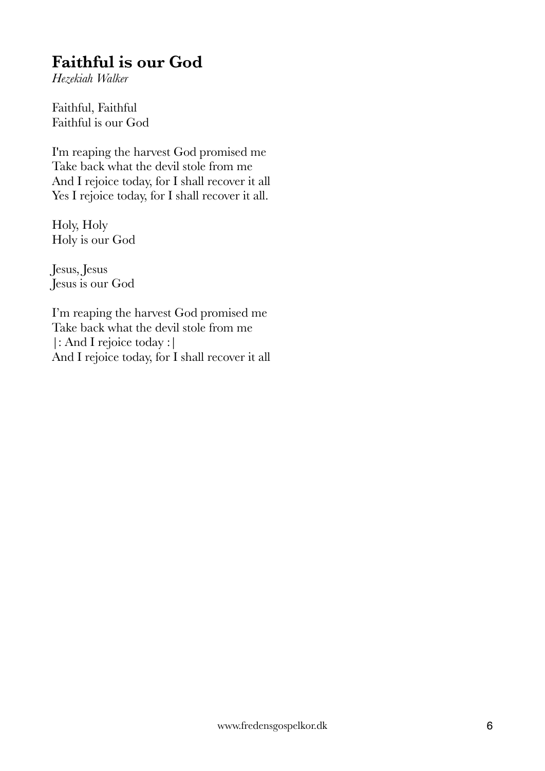## Faithful is our God

*Hezekiah Walker*

Faithful, Faithful  
Faithful is our God

I'm reaping the harvest God promised me  
Take back what the devil stole from me  
And I rejoice today, for I shall recover it all  
Yes I rejoice today, for I shall recover it all.

Holy, Holy  
Holy is our God

Jesus, Jesus  
Jesus is our God

I'm reaping the harvest God promised me  
Take back what the devil stole from me  
|: And I rejoice today :|  
And I rejoice today, for I shall recover it all

www.fredensgospelkor.dk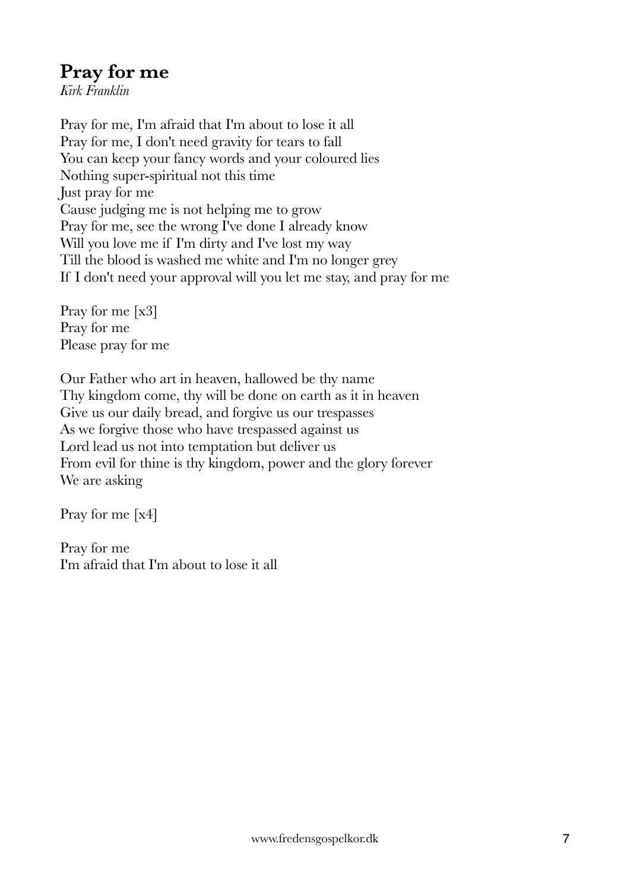## Pray for me

*Kirk Franklin*

Pray for me, I'm afraid that I'm about to lose it all
Pray for me, I don't need gravity for tears to fall
You can keep your fancy words and your coloured lies
Nothing super-spiritual not this time
Just pray for me
Cause judging me is not helping me to grow
Pray for me, see the wrong I've done I already know
Will you love me if I'm dirty and I've lost my way
Till the blood is washed me white and I'm no longer grey
If I don't need your approval will you let me stay, and pray for me

Pray for me [x3]
Pray for me
Please pray for me

Our Father who art in heaven, hallowed be thy name
Thy kingdom come, thy will be done on earth as it in heaven
Give us our daily bread, and forgive us our trespasses
As we forgive those who have trespassed against us
Lord lead us not into temptation but deliver us
From evil for thine is thy kingdom, power and the glory forever
We are asking

Pray for me [x4]

Pray for me
I'm afraid that I'm about to lose it all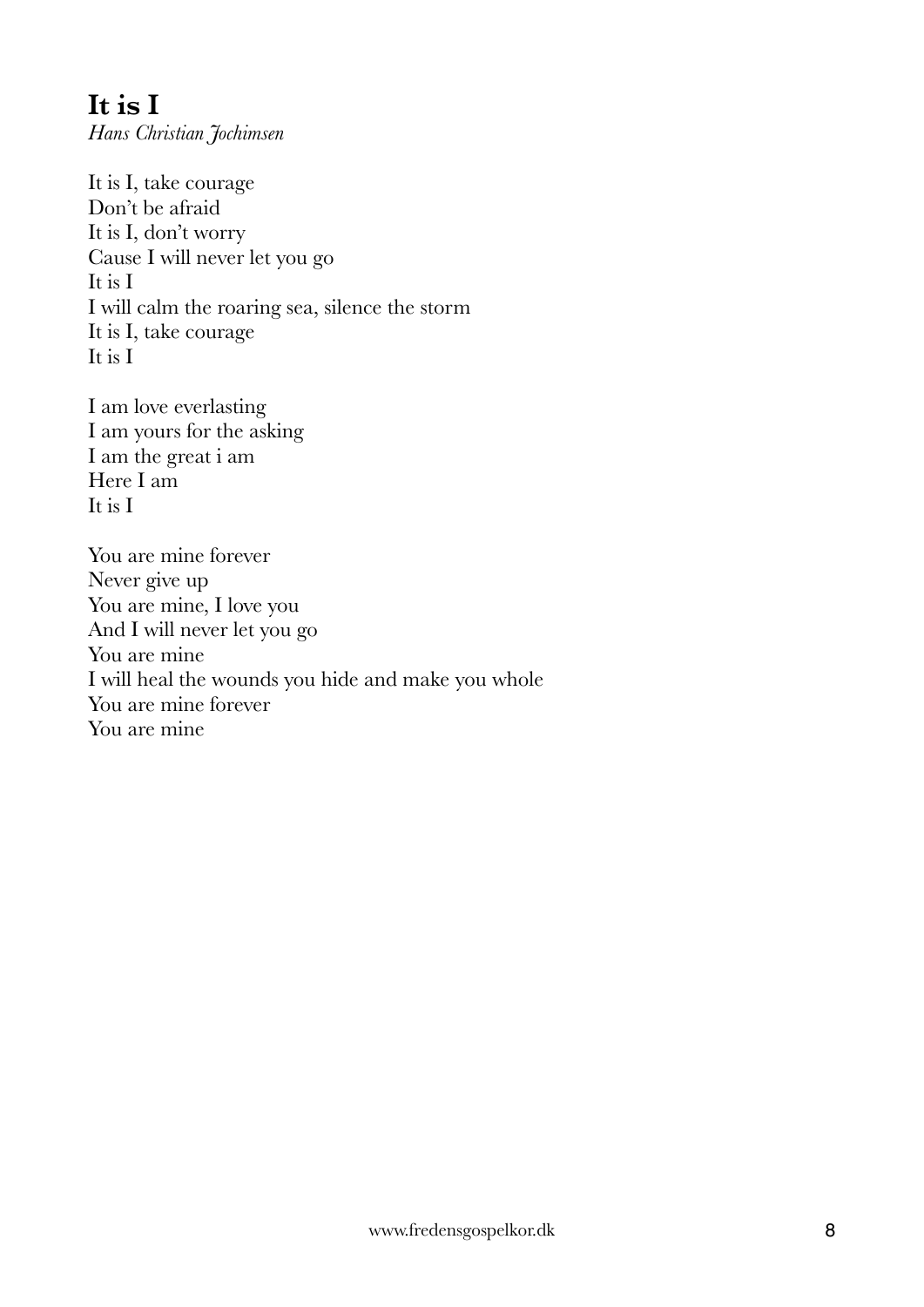## It is I

*Hans Christian Jochimsen*

It is I, take courage  
Don't be afraid  
It is I, don't worry  
Cause I will never let you go  
It is I  
I will calm the roaring sea, silence the storm  
It is I, take courage  
It is I

I am love everlasting  
I am yours for the asking  
I am the great i am  
Here I am  
It is I

You are mine forever  
Never give up  
You are mine, I love you  
And I will never let you go  
You are mine  
I will heal the wounds you hide and make you whole  
You are mine forever  
You are mine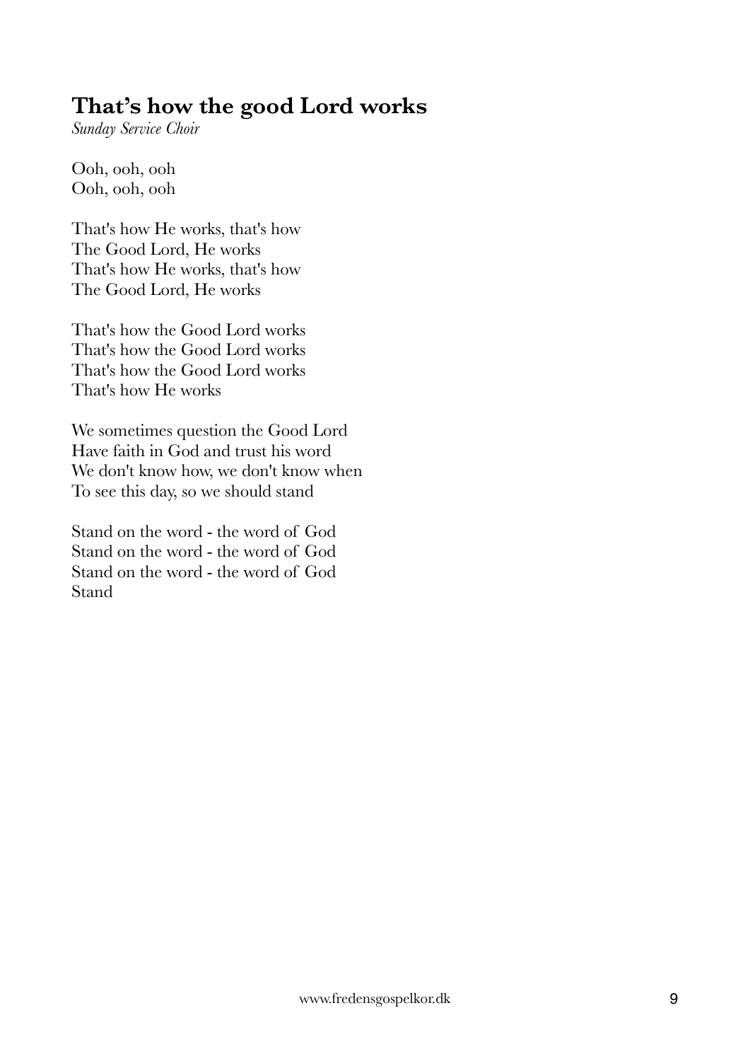## That’s how the good Lord works

*Sunday Service Choir*

Ooh, ooh, ooh  
Ooh, ooh, ooh

That's how He works, that's how  
The Good Lord, He works  
That's how He works, that's how  
The Good Lord, He works

That's how the Good Lord works  
That's how the Good Lord works  
That's how the Good Lord works  
That's how He works

We sometimes question the Good Lord  
Have faith in God and trust his word  
We don't know how, we don't know when  
To see this day, so we should stand

Stand on the word - the word of God  
Stand on the word - the word of God  
Stand on the word - the word of God  
Stand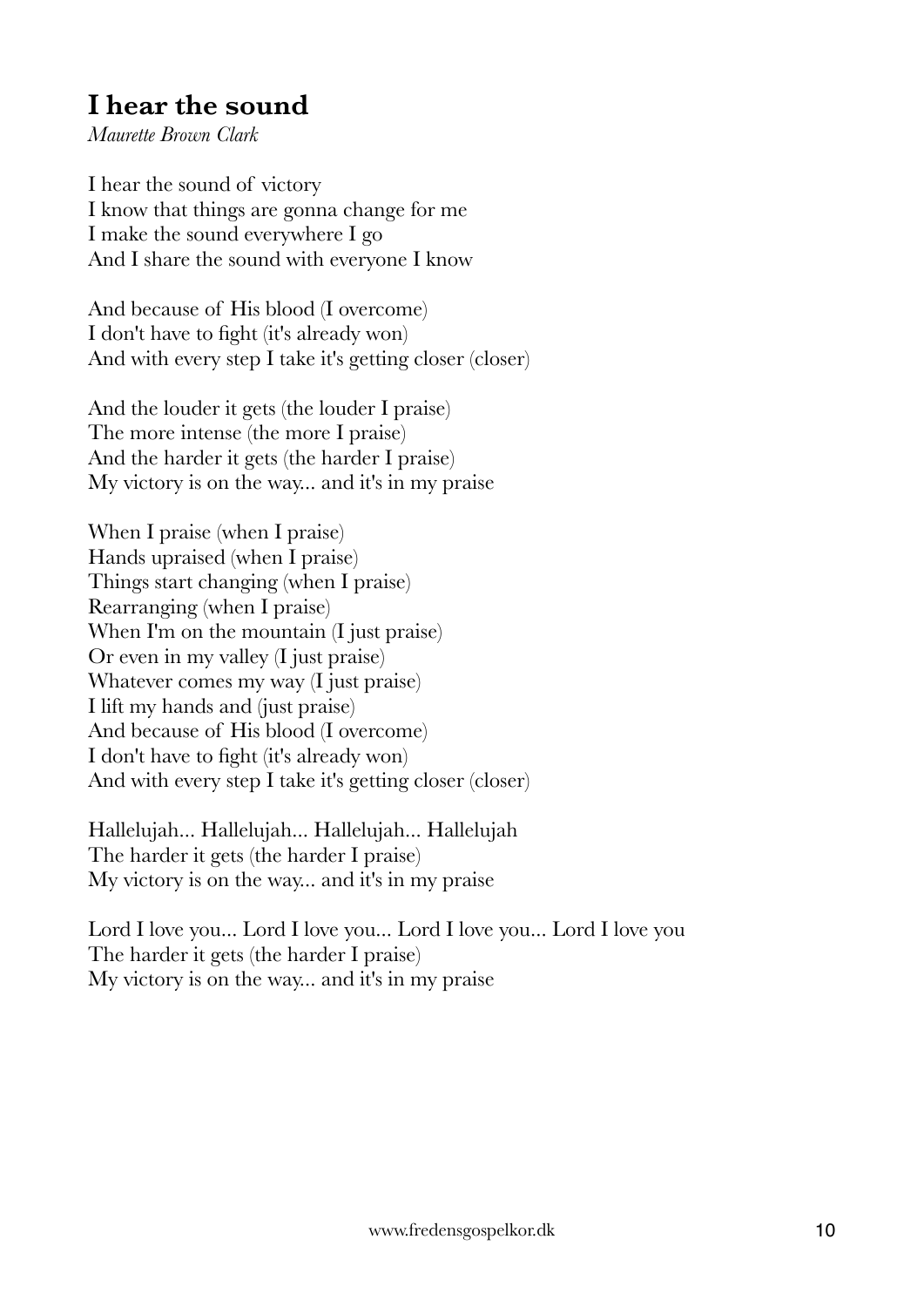## I hear the sound

*Maurette Brown Clark*

I hear the sound of victory
I know that things are gonna change for me
I make the sound everywhere I go
And I share the sound with everyone I know

And because of His blood (I overcome)
I don't have to fight (it's already won)
And with every step I take it's getting closer (closer)

And the louder it gets (the louder I praise)
The more intense (the more I praise)
And the harder it gets (the harder I praise)
My victory is on the way... and it's in my praise

When I praise (when I praise)
Hands upraised (when I praise)
Things start changing (when I praise)
Rearranging (when I praise)
When I'm on the mountain (I just praise)
Or even in my valley (I just praise)
Whatever comes my way (I just praise)
I lift my hands and (just praise)
And because of His blood (I overcome)
I don't have to fight (it's already won)
And with every step I take it's getting closer (closer)

Hallelujah... Hallelujah... Hallelujah... Hallelujah
The harder it gets (the harder I praise)
My victory is on the way... and it's in my praise

Lord I love you... Lord I love you... Lord I love you... Lord I love you
The harder it gets (the harder I praise)
My victory is on the way... and it's in my praise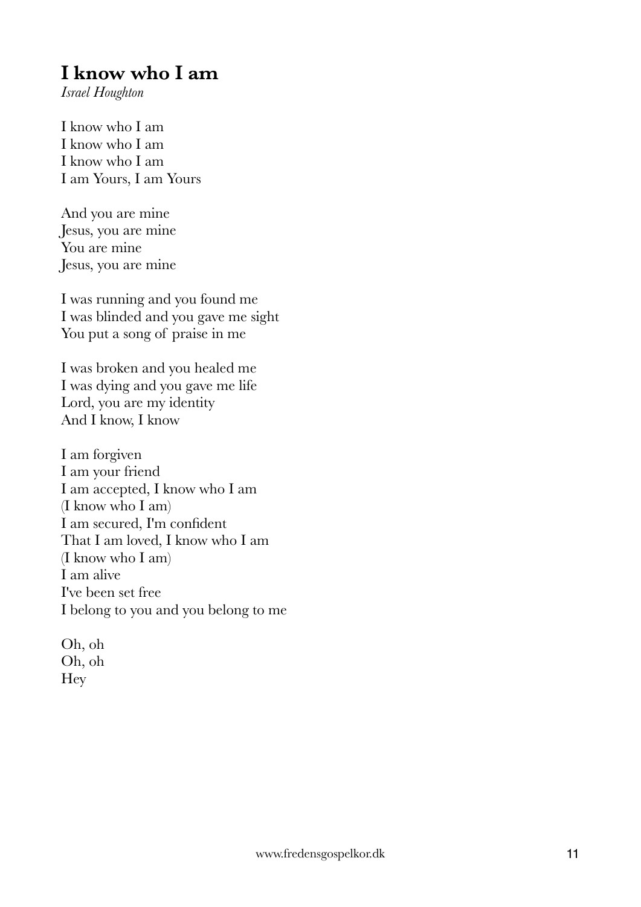## I know who I am

*Israel Houghton*

I know who I am
I know who I am
I know who I am
I am Yours, I am Yours

And you are mine
Jesus, you are mine
You are mine
Jesus, you are mine

I was running and you found me
I was blinded and you gave me sight
You put a song of praise in me

I was broken and you healed me
I was dying and you gave me life
Lord, you are my identity
And I know, I know

I am forgiven
I am your friend
I am accepted, I know who I am
(I know who I am)
I am secured, I'm confident
That I am loved, I know who I am
(I know who I am)
I am alive
I've been set free
I belong to you and you belong to me

Oh, oh
Oh, oh
Hey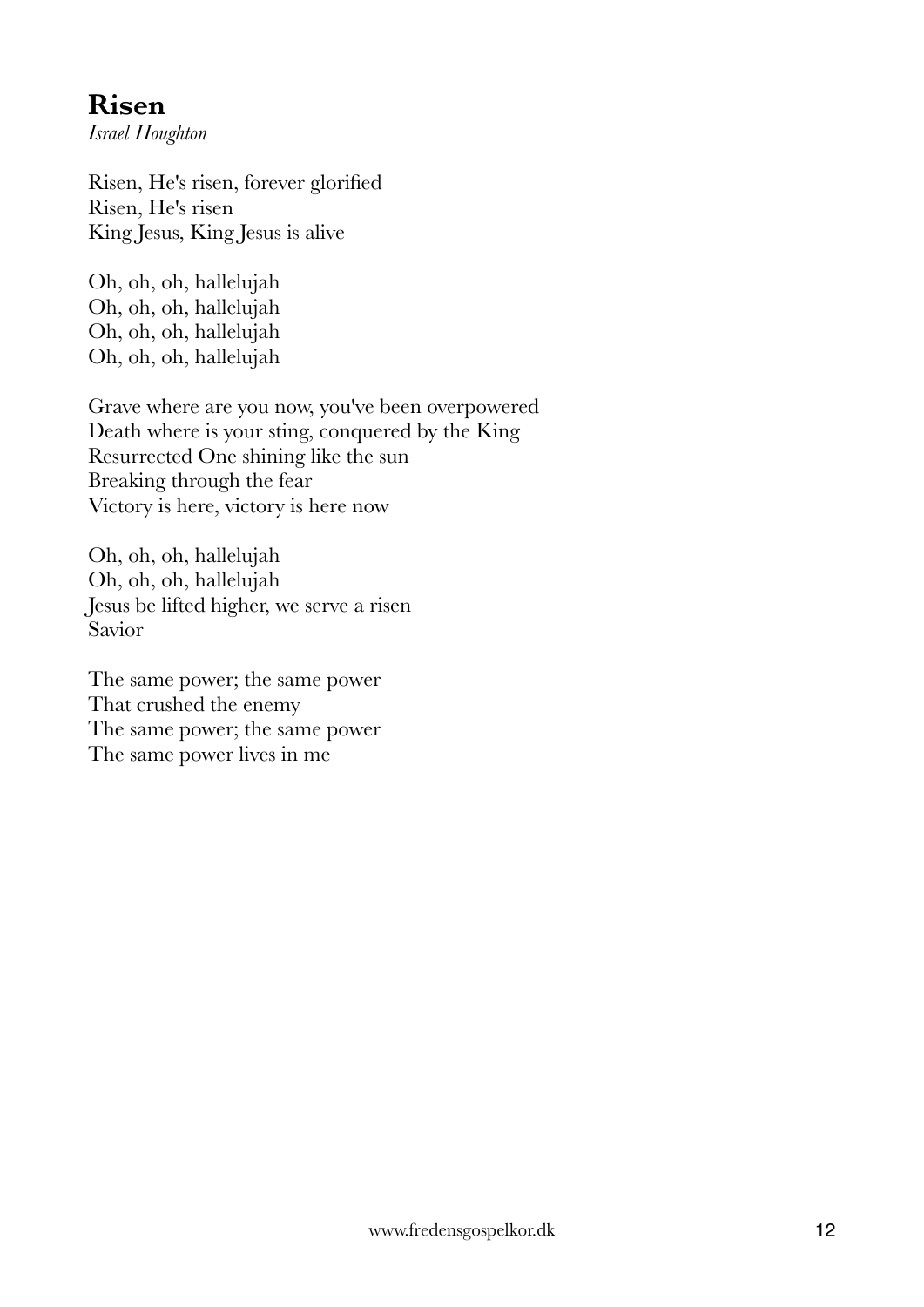## Risen

*Israel Houghton*

Risen, He's risen, forever glorified  
Risen, He's risen  
King Jesus, King Jesus is alive

Oh, oh, oh, hallelujah  
Oh, oh, oh, hallelujah  
Oh, oh, oh, hallelujah  
Oh, oh, oh, hallelujah

Grave where are you now, you've been overpowered  
Death where is your sting, conquered by the King  
Resurrected One shining like the sun  
Breaking through the fear  
Victory is here, victory is here now

Oh, oh, oh, hallelujah  
Oh, oh, oh, hallelujah  
Jesus be lifted higher, we serve a risen  
Savior

The same power; the same power  
That crushed the enemy  
The same power; the same power  
The same power lives in me

www.fredensgospelkor.dk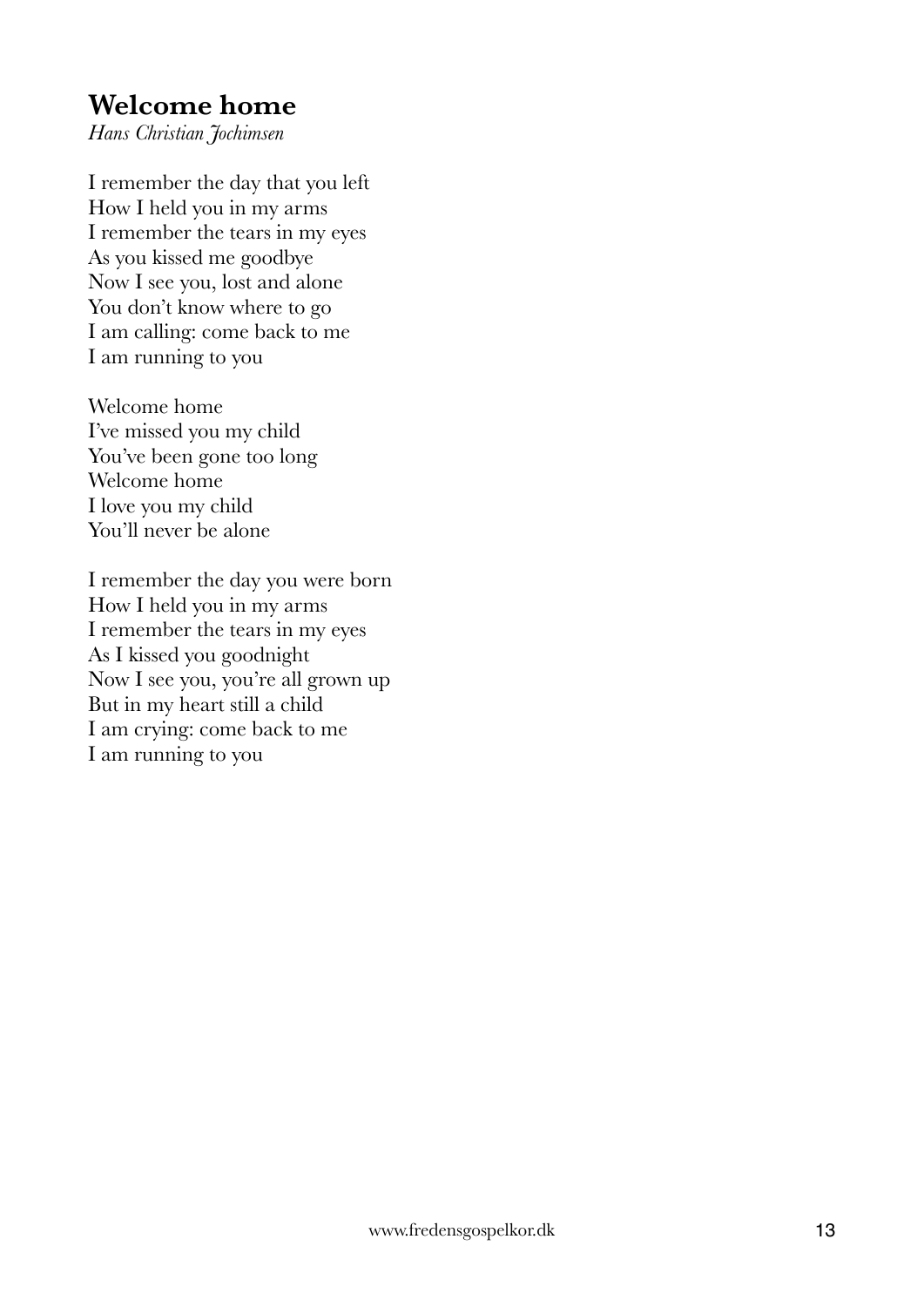## Welcome home

*Hans Christian Jochimsen*

I remember the day that you left
How I held you in my arms
I remember the tears in my eyes
As you kissed me goodbye
Now I see you, lost and alone
You don't know where to go
I am calling: come back to me
I am running to you

Welcome home
I've missed you my child
You've been gone too long
Welcome home
I love you my child
You'll never be alone

I remember the day you were born
How I held you in my arms
I remember the tears in my eyes
As I kissed you goodnight
Now I see you, you're all grown up
But in my heart still a child
I am crying: come back to me
I am running to you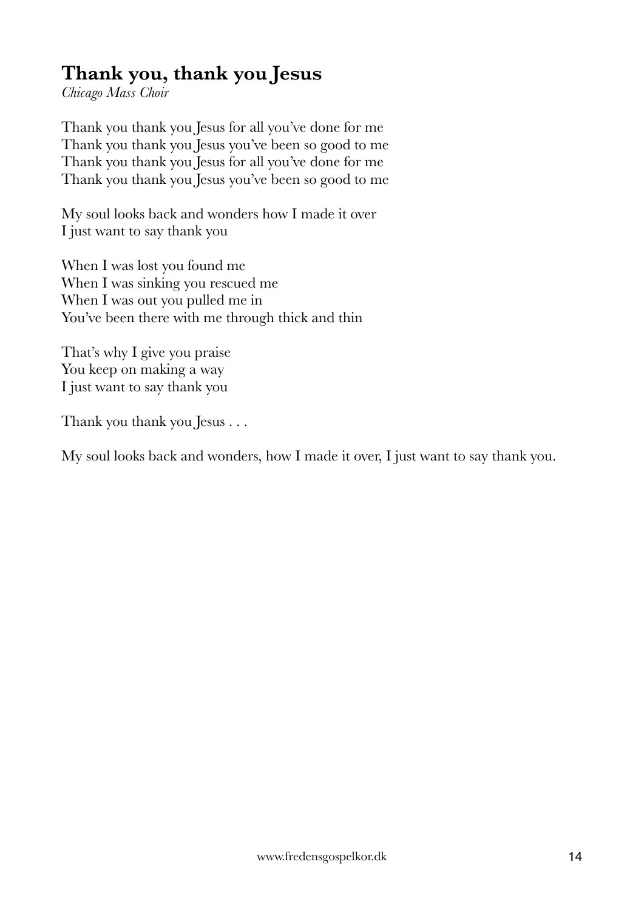## Thank you, thank you Jesus

*Chicago Mass Choir*

Thank you thank you Jesus for all you've done for me  
Thank you thank you Jesus you've been so good to me  
Thank you thank you Jesus for all you've done for me  
Thank you thank you Jesus you've been so good to me

My soul looks back and wonders how I made it over  
I just want to say thank you

When I was lost you found me  
When I was sinking you rescued me  
When I was out you pulled me in  
You've been there with me through thick and thin

That's why I give you praise  
You keep on making a way  
I just want to say thank you

Thank you thank you Jesus . . .

My soul looks back and wonders, how I made it over, I just want to say thank you.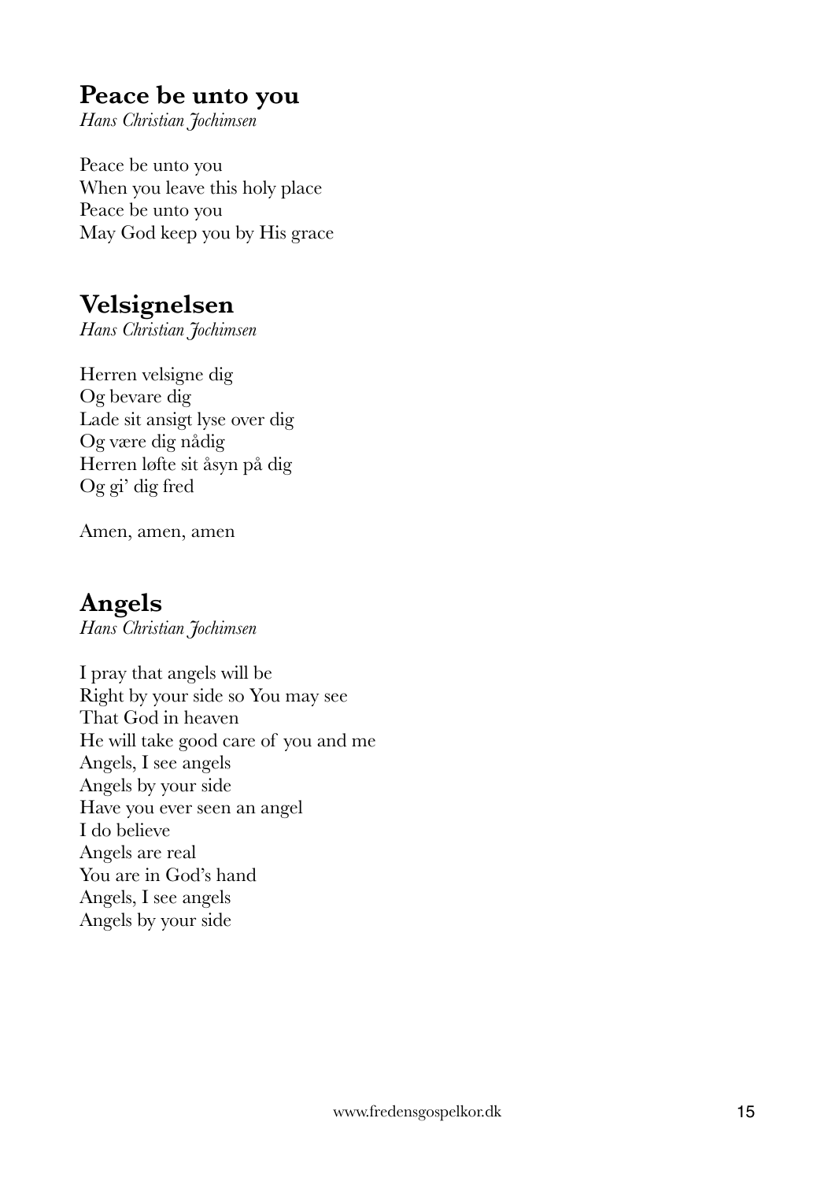## Peace be unto you

*Hans Christian Jochimsen*

Peace be unto you
When you leave this holy place
Peace be unto you
May God keep you by His grace

## Velsignelsen

*Hans Christian Jochimsen*

Herren velsigne dig
Og bevare dig
Lade sit ansigt lyse over dig
Og være dig nådig
Herren løfte sit åsyn på dig
Og gi' dig fred

Amen, amen, amen

## Angels

*Hans Christian Jochimsen*

I pray that angels will be
Right by your side so You may see
That God in heaven
He will take good care of you and me
Angels, I see angels
Angels by your side
Have you ever seen an angel
I do believe
Angels are real
You are in God's hand
Angels, I see angels
Angels by your side

www.fredensgospelkor.dk